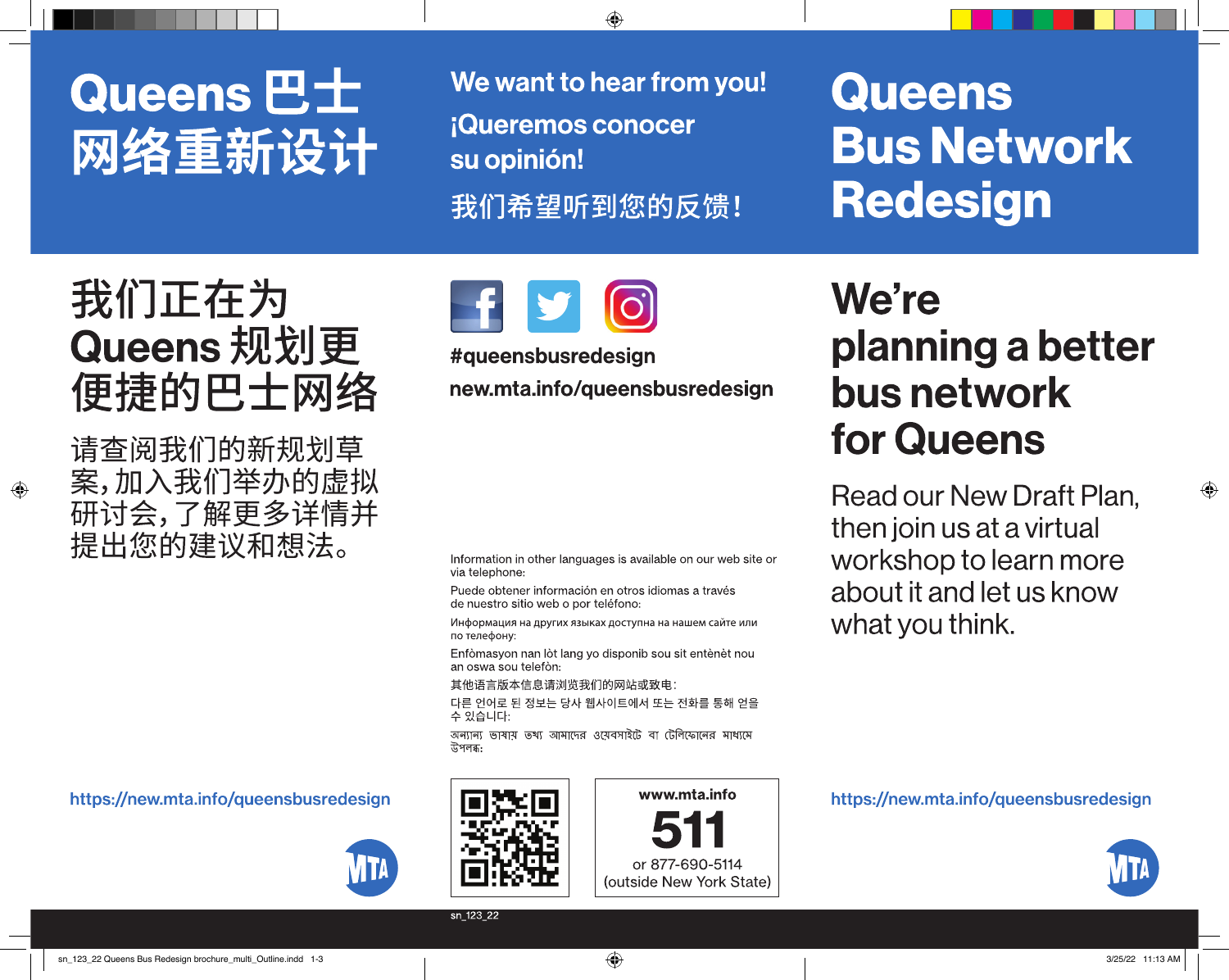# Queens 巴士网络重新设计

## 我们正在为Queens 规划更便捷的巴士网络

请查阅我们的新规划草案，加入我们举办的虚拟研讨会，了解更多详情并提出您的建议和想法。

https://new.mta.info/queensbusredesign

**We want to hear from you!**

**¡Queremos conocer su opinión!**

**我们希望听到您的反馈！**

#queensbusredesign

new.mta.info/queensbusredesign

Information in other languages is available on our web site or via telephone:

Puede obtener información en otros idiomas a través de nuestro sitio web o por teléfono:

Информация на других языках доступна на нашем сайте или по телефону:

Enfòmasyon nan lòt lang yo disponib sou sit entènèt nou an oswa sou telefòn:

其他语言版本信息请浏览我们的网站或致电：

다른 언어로 된 정보는 당사 웹사이트에서 또는 전화를 통해 얻을 수 있습니다:

অন্যান্য ভাষায় তথ্য আমাদের ওয়েবসাইটে বা টেলিফোনের মাধ্যমে উপলব্ধ:

www.mta.info

**511**

or 877-690-5114
(outside New York State)

sn_123_22

# Queens Bus Network Redesign

## We're planning a better bus network for Queens

Read our New Draft Plan, then join us at a virtual workshop to learn more about it and let us know what you think.

https://new.mta.info/queensbusredesign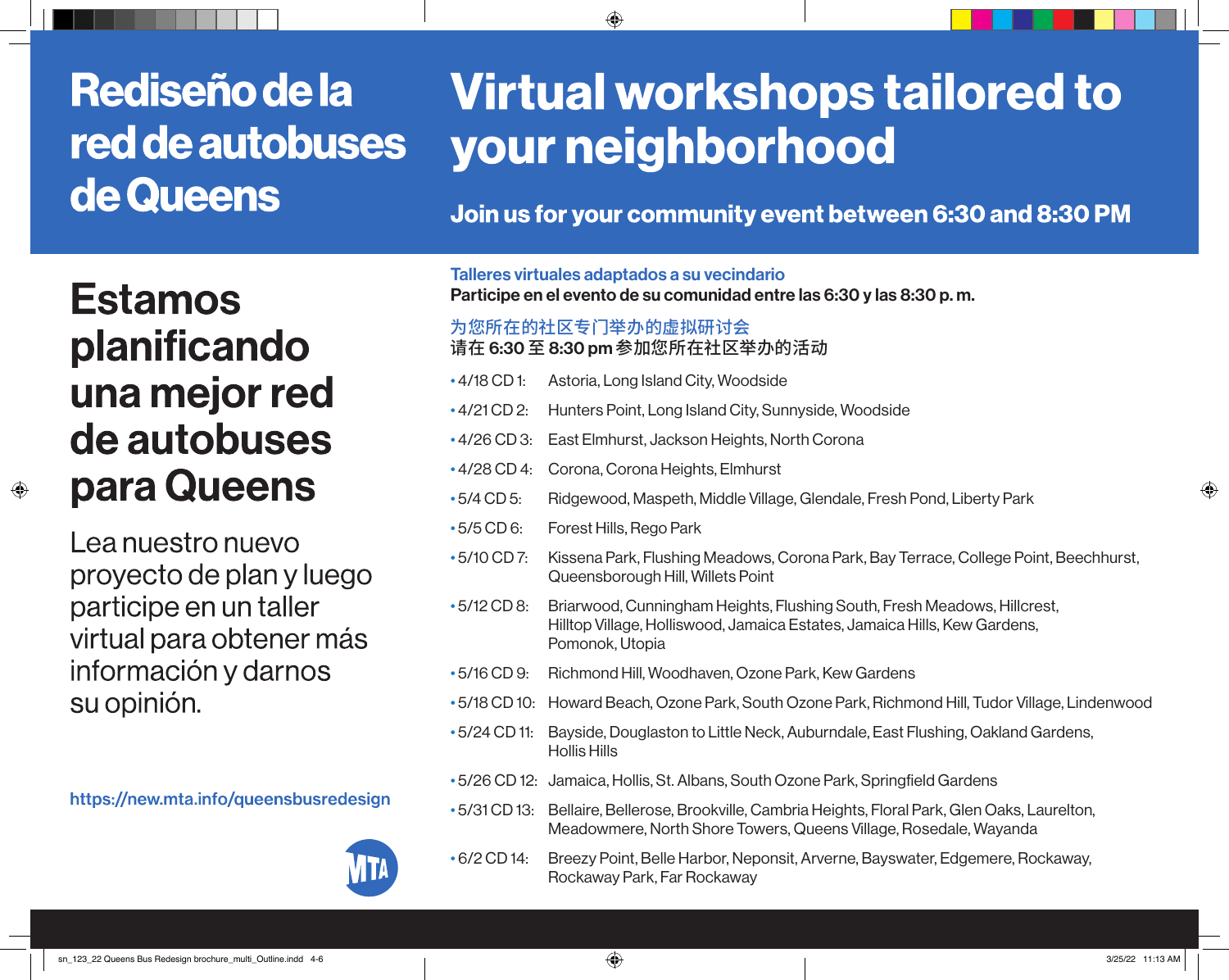# Rediseño de la red de autobuses de Queens

# Virtual workshops tailored to your neighborhood

**Join us for your community event between 6:30 and 8:30 PM**

## Estamos planificando una mejor red de autobuses para Queens

Lea nuestro nuevo proyecto de plan y luego participe en un taller virtual para obtener más información y darnos su opinión.

https://new.mta.info/queensbusredesign

**Talleres virtuales adaptados a su vecindario**
**Participe en el evento de su comunidad entre las 6:30 y las 8:30 p. m.**

**为您所在的社区专门举办的虚拟研讨会**
**请在 6:30 至 8:30 pm 参加您所在社区举办的活动**

- 4/18 CD 1: Astoria, Long Island City, Woodside
- 4/21 CD 2: Hunters Point, Long Island City, Sunnyside, Woodside
- 4/26 CD 3: East Elmhurst, Jackson Heights, North Corona
- 4/28 CD 4: Corona, Corona Heights, Elmhurst
- 5/4 CD 5: Ridgewood, Maspeth, Middle Village, Glendale, Fresh Pond, Liberty Park
- 5/5 CD 6: Forest Hills, Rego Park
- 5/10 CD 7: Kissena Park, Flushing Meadows, Corona Park, Bay Terrace, College Point, Beechhurst, Queensborough Hill, Willets Point
- 5/12 CD 8: Briarwood, Cunningham Heights, Flushing South, Fresh Meadows, Hillcrest, Hilltop Village, Holliswood, Jamaica Estates, Jamaica Hills, Kew Gardens, Pomonok, Utopia
- 5/16 CD 9: Richmond Hill, Woodhaven, Ozone Park, Kew Gardens
- 5/18 CD 10: Howard Beach, Ozone Park, South Ozone Park, Richmond Hill, Tudor Village, Lindenwood
- 5/24 CD 11: Bayside, Douglaston to Little Neck, Auburndale, East Flushing, Oakland Gardens, Hollis Hills
- 5/26 CD 12: Jamaica, Hollis, St. Albans, South Ozone Park, Springfield Gardens
- 5/31 CD 13: Bellaire, Bellerose, Brookville, Cambria Heights, Floral Park, Glen Oaks, Laurelton, Meadowmere, North Shore Towers, Queens Village, Rosedale, Wayanda
- 6/2 CD 14: Breezy Point, Belle Harbor, Neponsit, Arverne, Bayswater, Edgemere, Rockaway, Rockaway Park, Far Rockaway